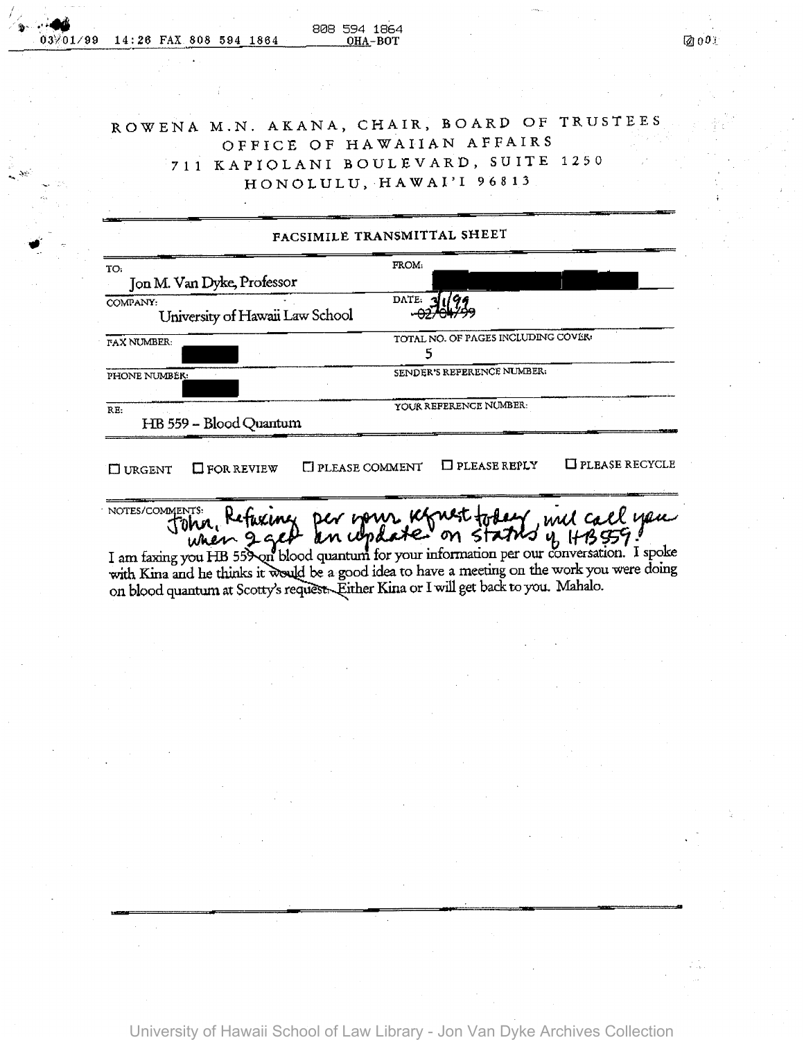ROWENA M.N. AKANA, CHAIR, BOARD OF TRUSTEES
OFFICE OF HAWAIIAN AFFAIRS
711 KAPIOLANI BOULEVARD, SUITE 1250
HONOLULU, HAWAI'I 96813

## FACSIMILE TRANSMITTAL SHEET

| | |
|---|---|
| TO: Jon M. Van Dyke, Professor | FROM: |
| COMPANY: University of Hawaii Law School | DATE: 3/1/99 ~~02/04/99~~ |
| FAX NUMBER: | TOTAL NO. OF PAGES INCLUDING COVER: 5 |
| PHONE NUMBER: | SENDER'S REFERENCE NUMBER: |
| RE: HB 559 – Blood Quantum | YOUR REFERENCE NUMBER: |

☐ URGENT ☐ FOR REVIEW ☐ PLEASE COMMENT ☐ PLEASE REPLY ☐ PLEASE RECYCLE

NOTES/COMMENTS:

John, Refaxing per your request today, will call you when I get an update on status of HB559!

I am faxing you HB 559 on blood quantum for your information per our conversation. I spoke with Kina and he thinks it would be a good idea to have a meeting on the work you were doing on blood quantum at Scotty's request. Either Kina or I will get back to you. Mahalo.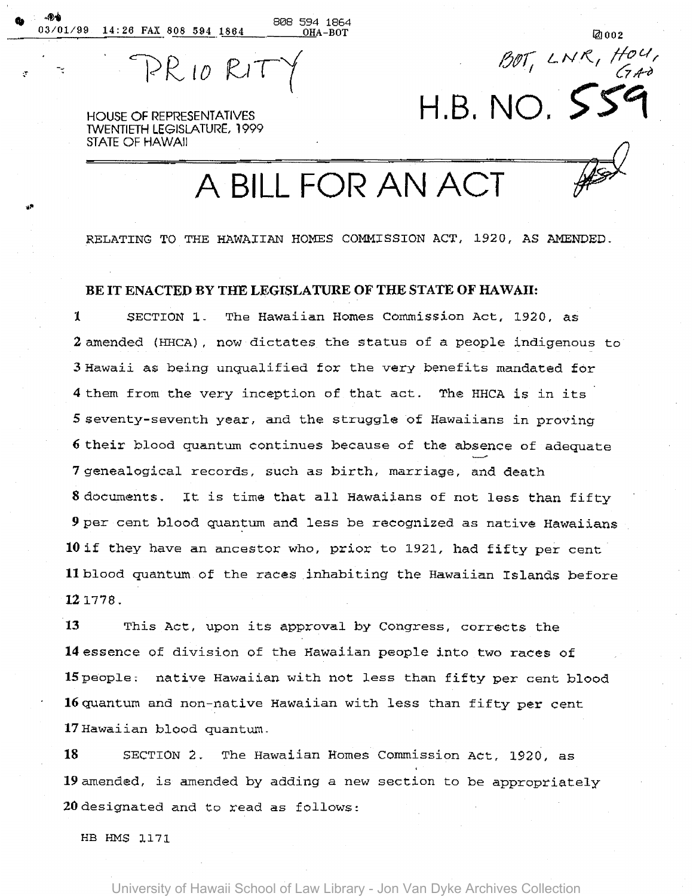PRIORITY

BOT, LNR, HOU, GAO

HOUSE OF REPRESENTATIVES
TWENTIETH LEGISLATURE, 1999
STATE OF HAWAII

# H.B. NO. 559

# A BILL FOR AN ACT

RELATING TO THE HAWAIIAN HOMES COMMISSION ACT, 1920, AS AMENDED.

**BE IT ENACTED BY THE LEGISLATURE OF THE STATE OF HAWAII:**

1 SECTION 1. The Hawaiian Homes Commission Act, 1920, as
2 amended (HHCA), now dictates the status of a people indigenous to
3 Hawaii as being unqualified for the very benefits mandated for
4 them from the very inception of that act. The HHCA is in its
5 seventy-seventh year, and the struggle of Hawaiians in proving
6 their blood quantum continues because of the absence of adequate
7 genealogical records, such as birth, marriage, and death
8 documents. It is time that all Hawaiians of not less than fifty
9 per cent blood quantum and less be recognized as native Hawaiians
10 if they have an ancestor who, prior to 1921, had fifty per cent
11 blood quantum of the races inhabiting the Hawaiian Islands before
12 1778.

13 This Act, upon its approval by Congress, corrects the
14 essence of division of the Hawaiian people into two races of
15 people: native Hawaiian with not less than fifty per cent blood
16 quantum and non-native Hawaiian with less than fifty per cent
17 Hawaiian blood quantum.

18 SECTION 2. The Hawaiian Homes Commission Act, 1920, as
19 amended, is amended by adding a new section to be appropriately
20 designated and to read as follows:

HB HMS 1171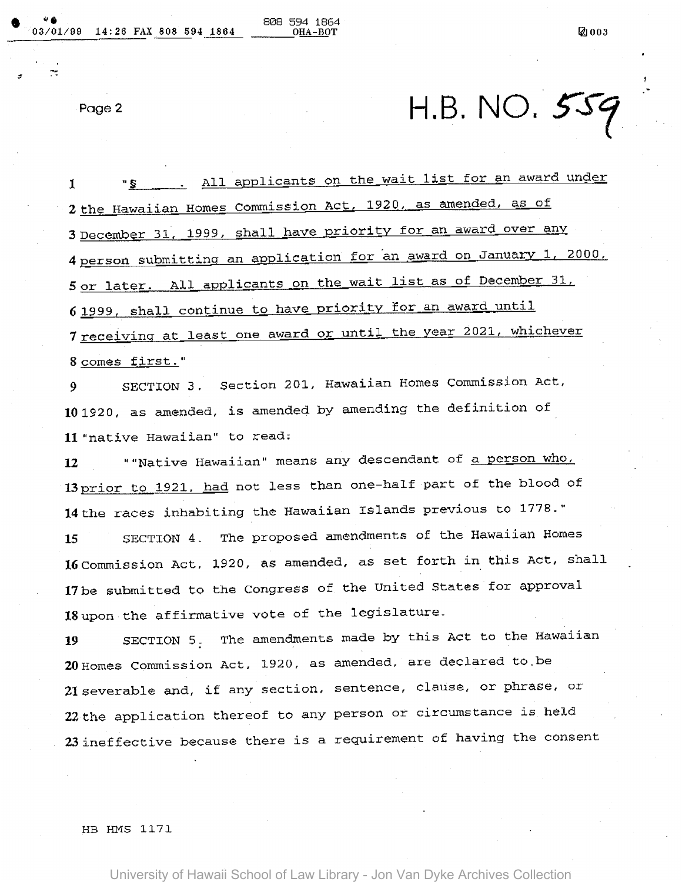# H.B. NO. 559

1 "§ \_\_\_\_ . All applicants on the wait list for an award under
2 the Hawaiian Homes Commission Act, 1920, as amended, as of
3 December 31, 1999, shall have priority for an award over any
4 person submitting an application for an award on January 1, 2000,
5 or later. All applicants on the wait list as of December 31,
6 1999, shall continue to have priority for an award until
7 receiving at least one award or until the year 2021, whichever
8 comes first."

9 SECTION 3. Section 201, Hawaiian Homes Commission Act,
10 1920, as amended, is amended by amending the definition of
11 "native Hawaiian" to read:

12 ""Native Hawaiian" means any descendant of a person who,
13 prior to 1921, had not less than one-half part of the blood of
14 the races inhabiting the Hawaiian Islands previous to 1778."

15 SECTION 4. The proposed amendments of the Hawaiian Homes
16 Commission Act, 1920, as amended, as set forth in this Act, shall
17 be submitted to the Congress of the United States for approval
18 upon the affirmative vote of the legislature.

19 SECTION 5. The amendments made by this Act to the Hawaiian
20 Homes Commission Act, 1920, as amended, are declared to be
21 severable and, if any section, sentence, clause, or phrase, or
22 the application thereof to any person or circumstance is held
23 ineffective because there is a requirement of having the consent

HB HMS 1171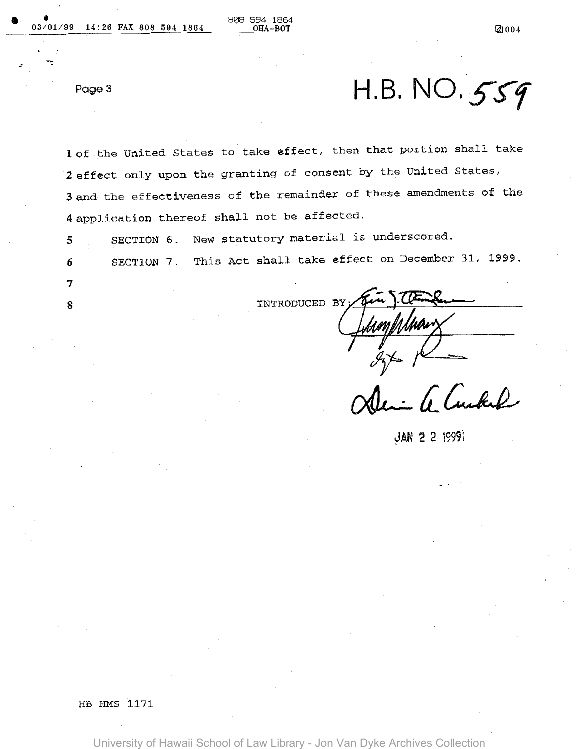# H.B. NO. 559

1 of the United States to take effect, then that portion shall take
2 effect only upon the granting of consent by the United States,
3 and the effectiveness of the remainder of these amendments of the
4 application thereof shall not be affected.

5 SECTION 6. New statutory material is underscored.

6 SECTION 7. This Act shall take effect on December 31, 1999.

7

8 INTRODUCED BY:

JAN 2 2 1999

HB HMS 1171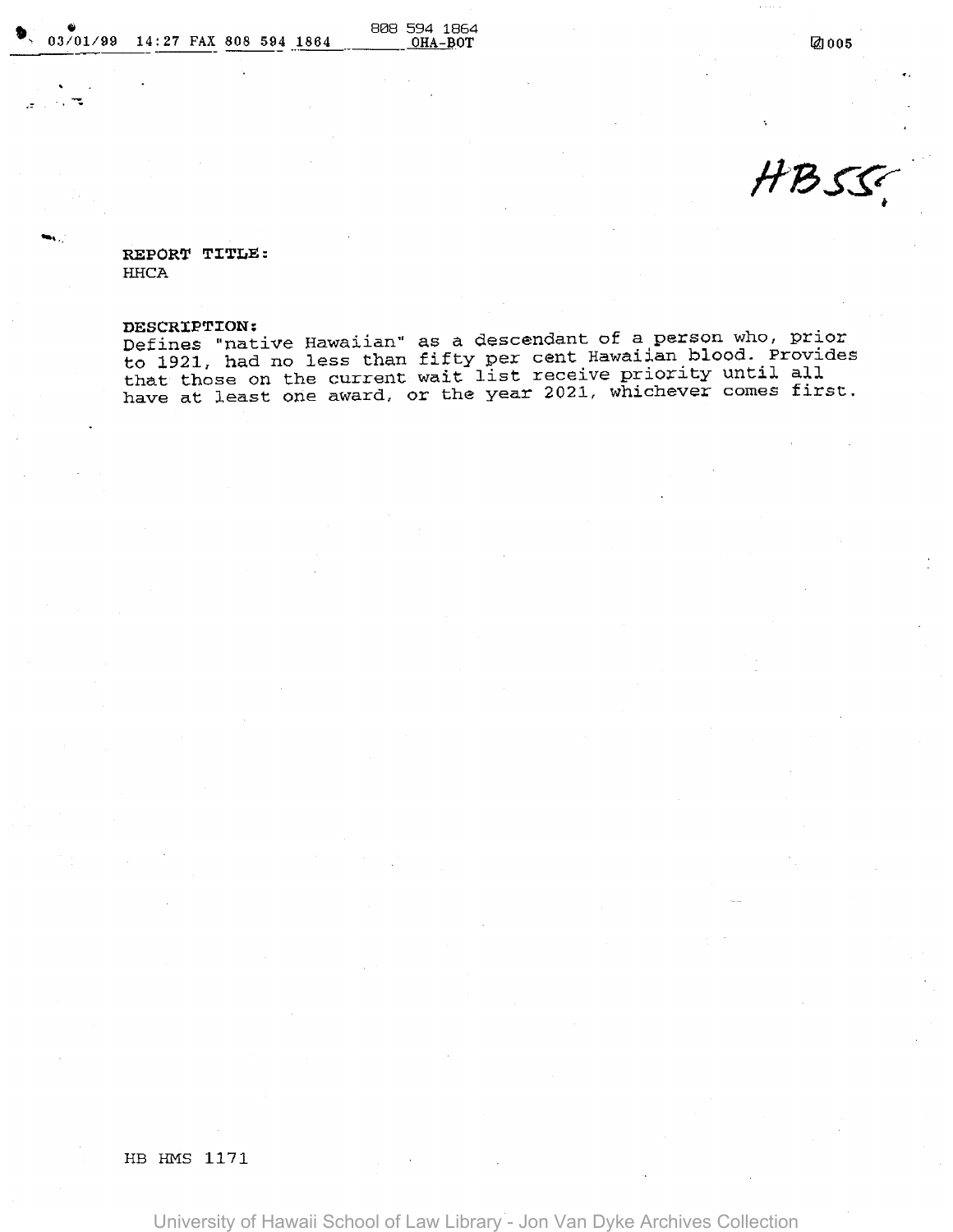HB55

**REPORT TITLE:**
HHCA

**DESCRIPTION:**
Defines "native Hawaiian" as a descendant of a person who, prior to 1921, had no less than fifty per cent Hawaiian blood. Provides that those on the current wait list receive priority until all have at least one award, or the year 2021, whichever comes first.

HB HMS 1171